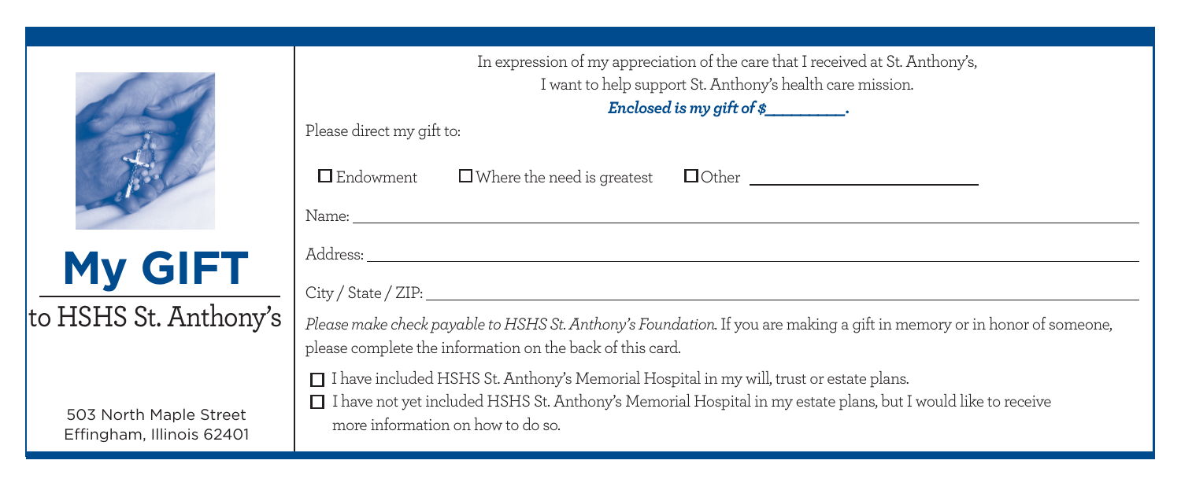# My GIFT

## to HSHS St. Anthony's

503 North Maple Street
Effingham, Illinois 62401

In expression of my appreciation of the care that I received at St. Anthony's,
I want to help support St. Anthony's health care mission.

***Enclosed is my gift of $__________.***

Please direct my gift to:

☐ Endowment ☐ Where the need is greatest ☐ Other ______________________

Name: ______________________________________________

Address: ______________________________________________

City / State / ZIP: ______________________________________________

*Please make check payable to HSHS St. Anthony's Foundation.* If you are making a gift in memory or in honor of someone, please complete the information on the back of this card.

☐ I have included HSHS St. Anthony's Memorial Hospital in my will, trust or estate plans.

☐ I have not yet included HSHS St. Anthony's Memorial Hospital in my estate plans, but I would like to receive more information on how to do so.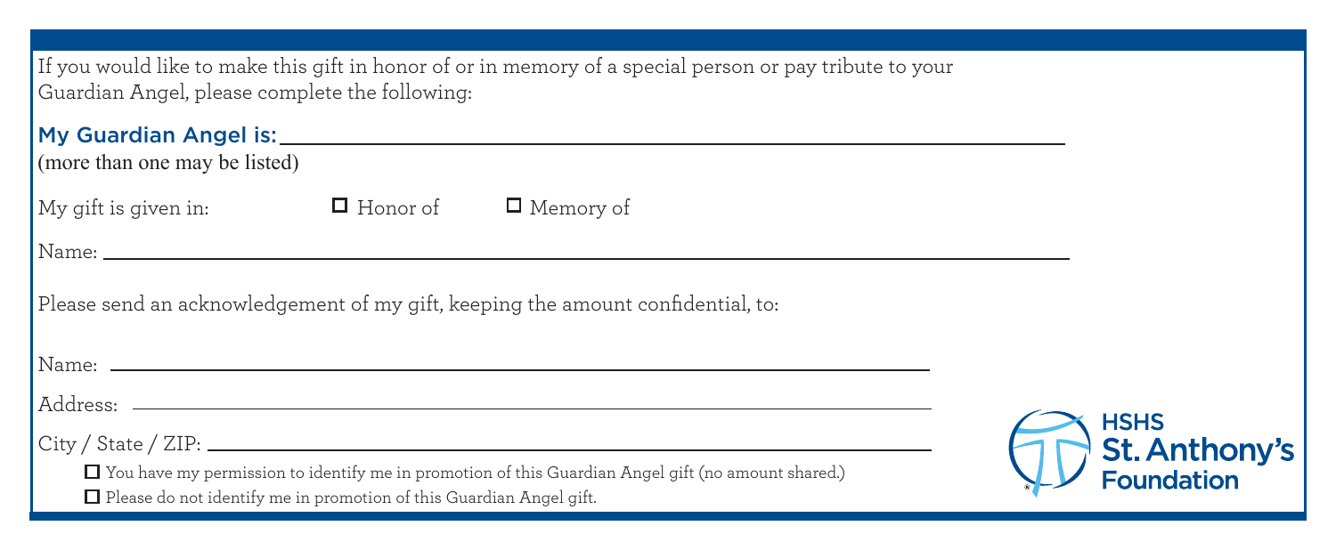If you would like to make this gift in honor of or in memory of a special person or pay tribute to your Guardian Angel, please complete the following:

**My Guardian Angel is:** ______________________________________________

(more than one may be listed)

My gift is given in: ☐ Honor of ☐ Memory of

Name: ______________________________________________

Please send an acknowledgement of my gift, keeping the amount confidential, to:

Name: ______________________________________________

Address: ______________________________________________

City / State / ZIP: ______________________________________________

☐ You have my permission to identify me in promotion of this Guardian Angel gift (no amount shared.)

☐ Please do not identify me in promotion of this Guardian Angel gift.

HSHS St. Anthony's Foundation